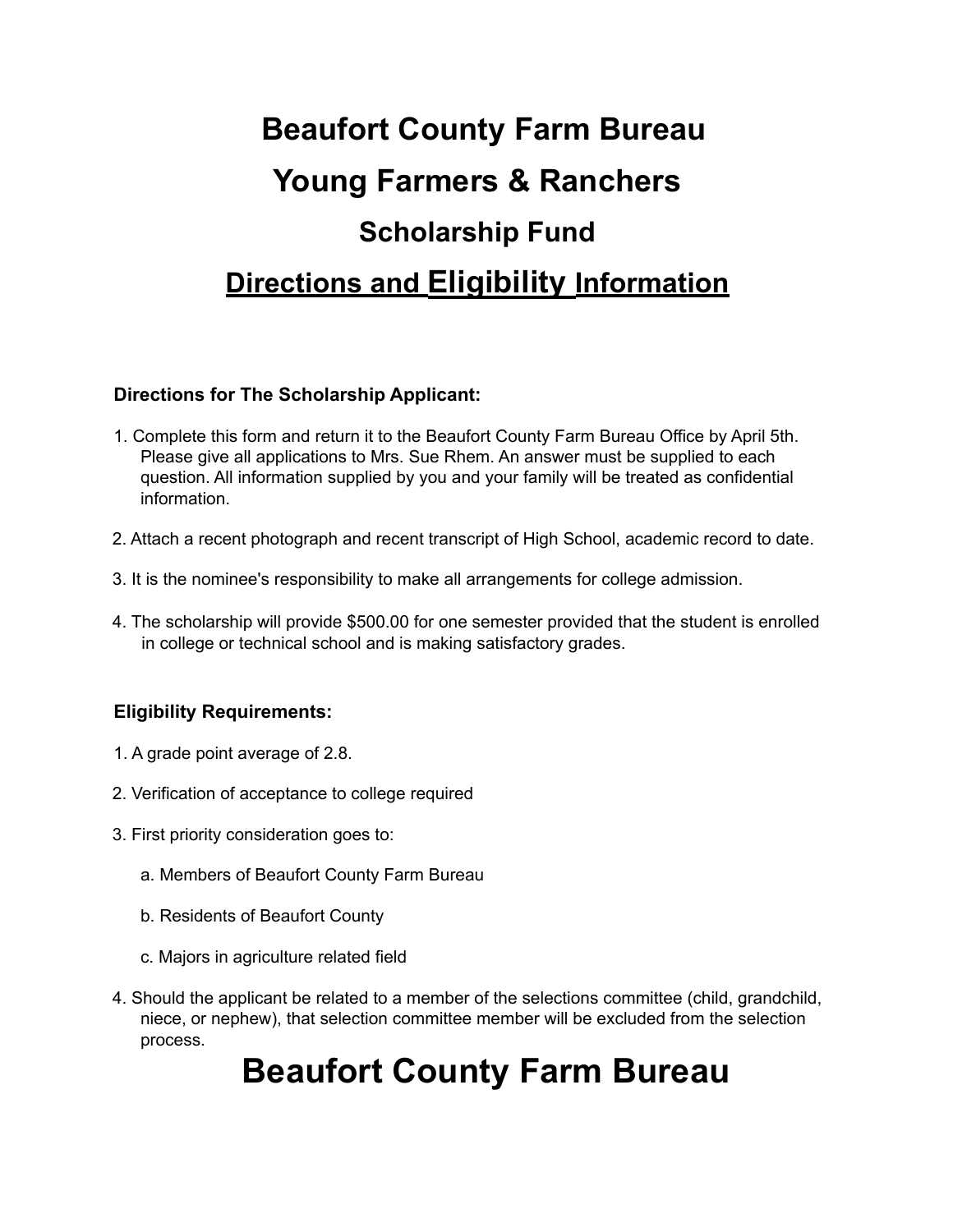# Beaufort County Farm Bureau

# Young Farmers & Ranchers

## Scholarship Fund

## <u>Directions and Eligibility Information</u>

**Directions for The Scholarship Applicant:**

1. Complete this form and return it to the Beaufort County Farm Bureau Office by April 5th. Please give all applications to Mrs. Sue Rhem. An answer must be supplied to each question. All information supplied by you and your family will be treated as confidential information.

2. Attach a recent photograph and recent transcript of High School, academic record to date.

3. It is the nominee's responsibility to make all arrangements for college admission.

4. The scholarship will provide $500.00 for one semester provided that the student is enrolled in college or technical school and is making satisfactory grades.

**Eligibility Requirements:**

1. A grade point average of 2.8.

2. Verification of acceptance to college required

3. First priority consideration goes to:

   a. Members of Beaufort County Farm Bureau

   b. Residents of Beaufort County

   c. Majors in agriculture related field

4. Should the applicant be related to a member of the selections committee (child, grandchild, niece, or nephew), that selection committee member will be excluded from the selection process.

# Beaufort County Farm Bureau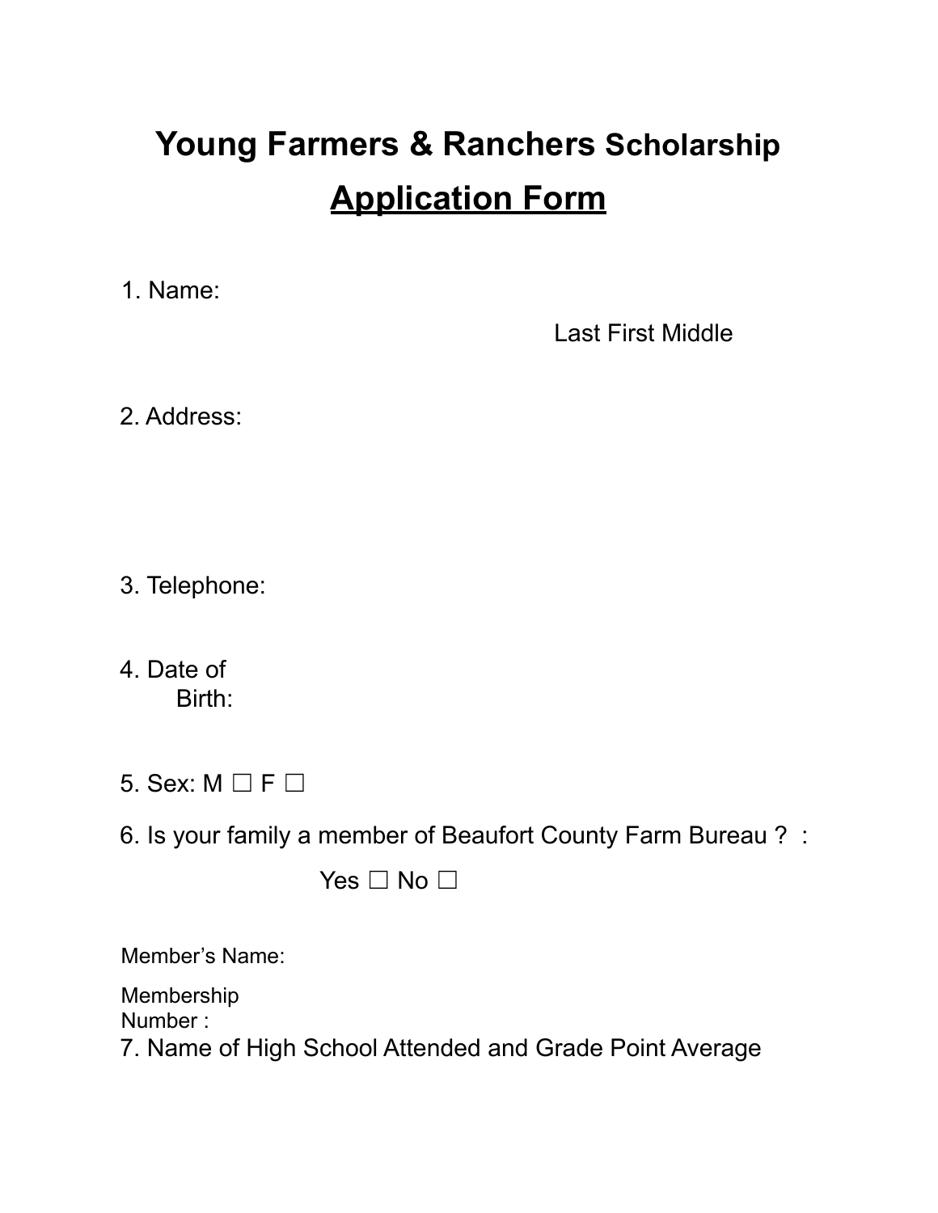# Young Farmers & Ranchers Scholarship

## Application Form

1. Name:

   Last First Middle

2. Address:

3. Telephone:

4. Date of Birth:

5. Sex: M ☐ F ☐

6. Is your family a member of Beaufort County Farm Bureau ? :

   Yes ☐ No ☐

Member's Name:

Membership Number :

7. Name of High School Attended and Grade Point Average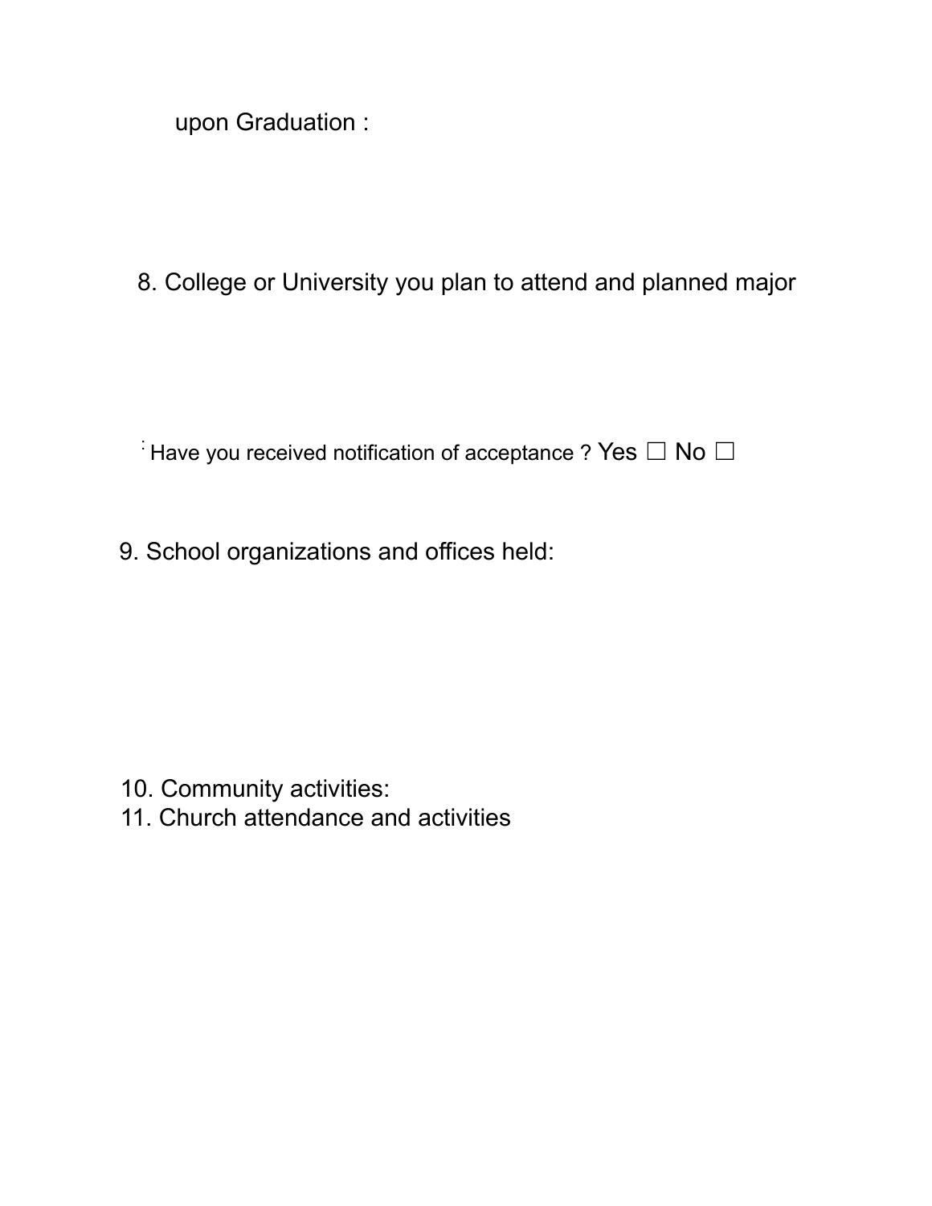upon Graduation :

8. College or University you plan to attend and planned major

: Have you received notification of acceptance ? Yes ☐ No ☐

9. School organizations and offices held:

10. Community activities:
11. Church attendance and activities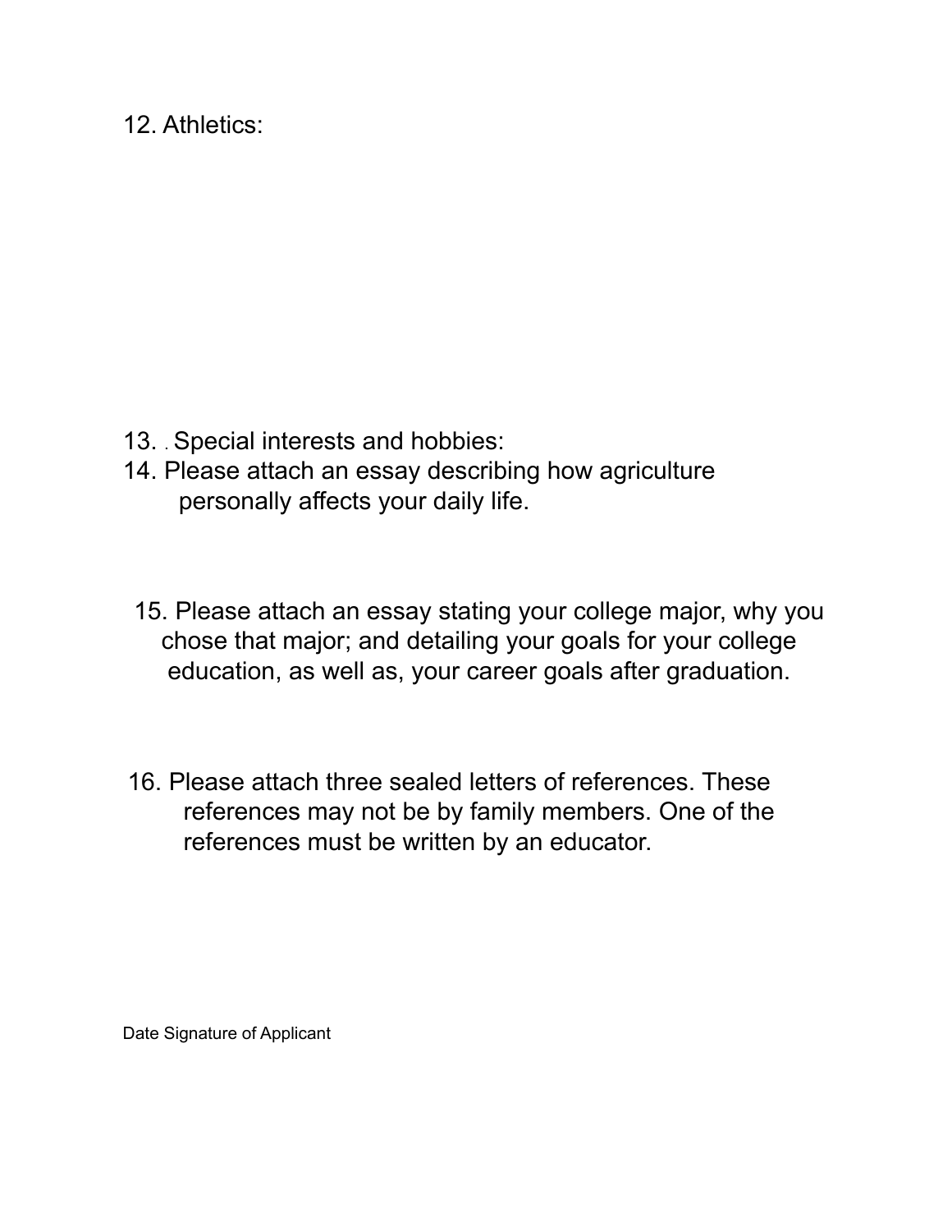12. Athletics:

13. . Special interests and hobbies:

14. Please attach an essay describing how agriculture personally affects your daily life.

15. Please attach an essay stating your college major, why you chose that major; and detailing your goals for your college education, as well as, your career goals after graduation.

16. Please attach three sealed letters of references. These references may not be by family members. One of the references must be written by an educator.

Date Signature of Applicant